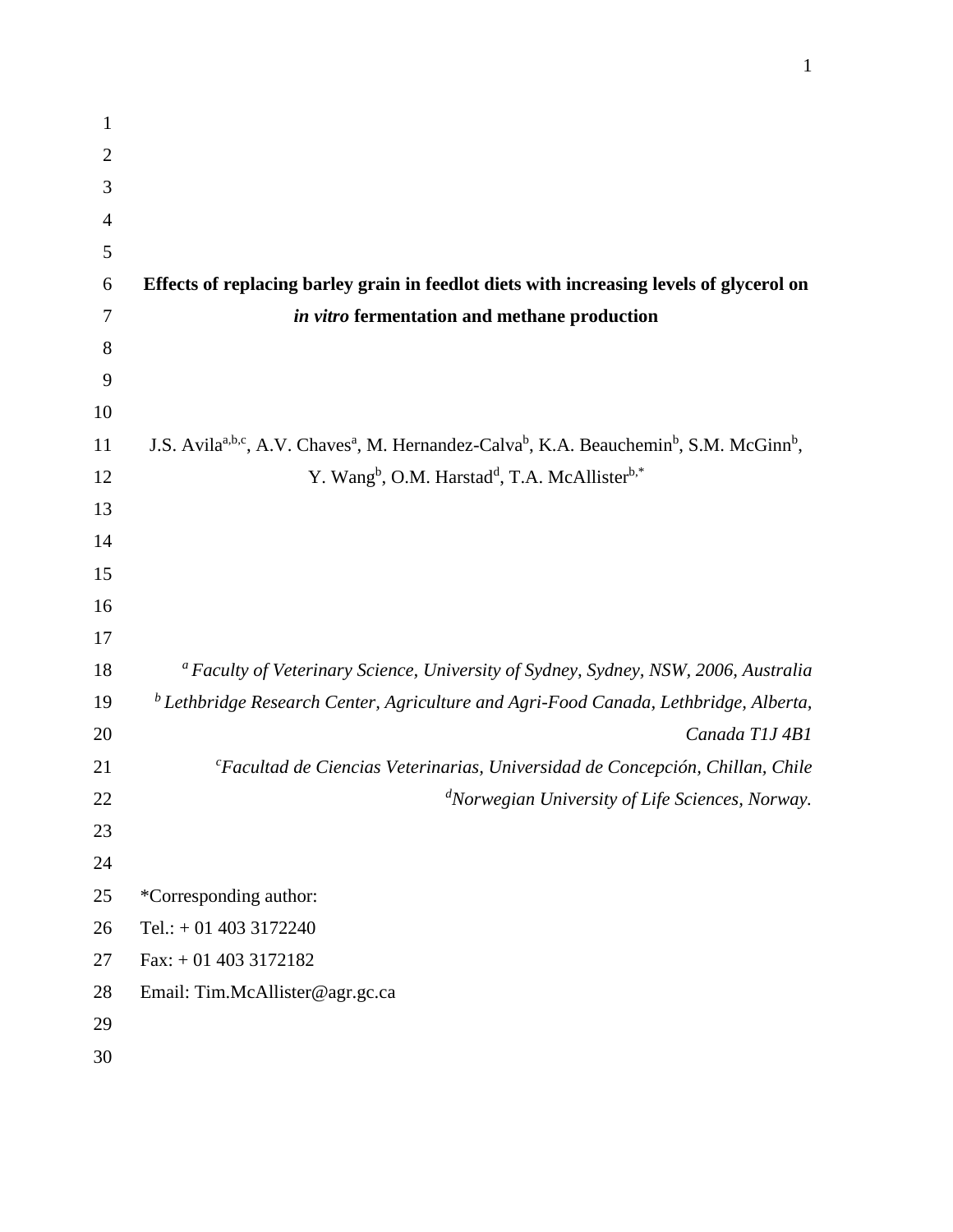# Effects of replacing barley grain in feedlot diets with increasing levels of glycerol on *in vitro* fermentation and methane production

J.S. Avila[a,b,c], A.V. Chaves[a], M. Hernandez-Calva[b], K.A. Beauchemin[b], S.M. McGinn[b], Y. Wang[b], O.M. Harstad[d], T.A. McAllister[b,*]

[a] *Faculty of Veterinary Science, University of Sydney, Sydney, NSW, 2006, Australia*

[b] *Lethbridge Research Center, Agriculture and Agri-Food Canada, Lethbridge, Alberta, Canada T1J 4B1*

[c] *Facultad de Ciencias Veterinarias, Universidad de Concepción, Chillan, Chile*

[d] *Norwegian University of Life Sciences, Norway.*

*Corresponding author:
Tel.: + 01 403 3172240
Fax: + 01 403 3172182
Email: Tim.McAllister@agr.gc.ca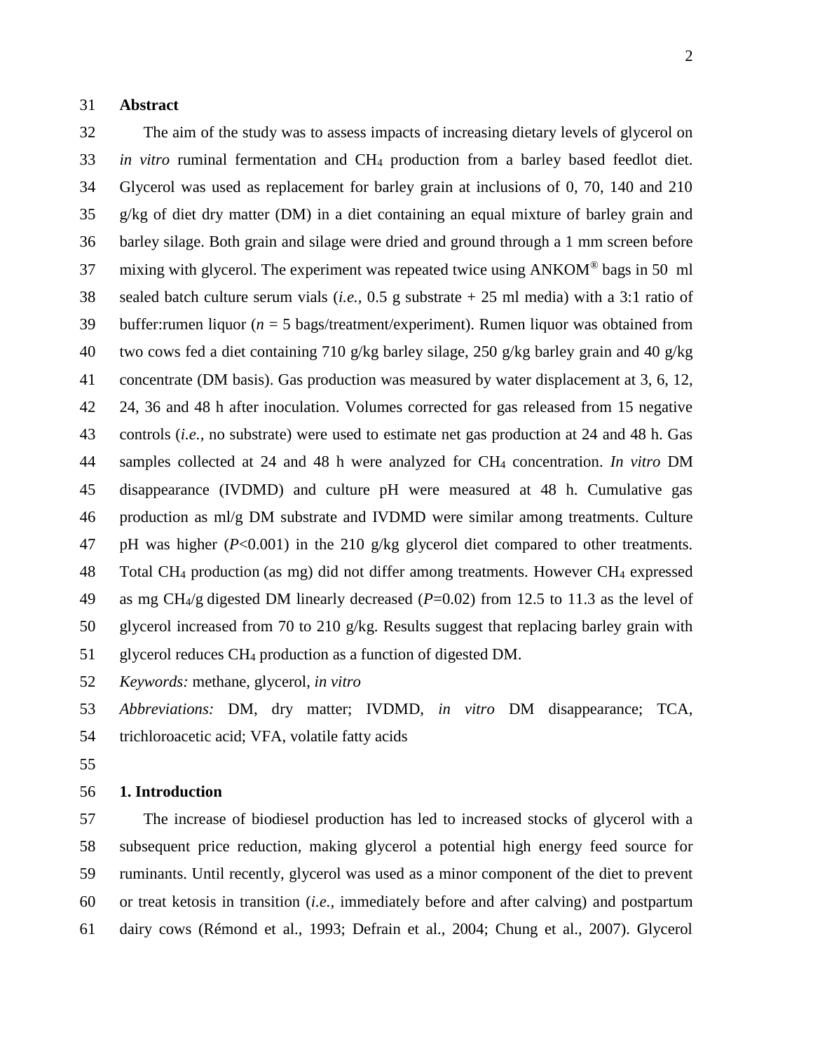## Abstract

The aim of the study was to assess impacts of increasing dietary levels of glycerol on *in vitro* ruminal fermentation and $CH_4$ production from a barley based feedlot diet. Glycerol was used as replacement for barley grain at inclusions of 0, 70, 140 and 210 g/kg of diet dry matter (DM) in a diet containing an equal mixture of barley grain and barley silage. Both grain and silage were dried and ground through a 1 mm screen before mixing with glycerol. The experiment was repeated twice using ANKOM® bags in 50 ml sealed batch culture serum vials (*i.e.,* 0.5 g substrate + 25 ml media) with a 3:1 ratio of buffer:rumen liquor ($n$ = 5 bags/treatment/experiment). Rumen liquor was obtained from two cows fed a diet containing 710 g/kg barley silage, 250 g/kg barley grain and 40 g/kg concentrate (DM basis). Gas production was measured by water displacement at 3, 6, 12, 24, 36 and 48 h after inoculation. Volumes corrected for gas released from 15 negative controls (*i.e.,* no substrate) were used to estimate net gas production at 24 and 48 h. Gas samples collected at 24 and 48 h were analyzed for $CH_4$ concentration. *In vitro* DM disappearance (IVDMD) and culture pH were measured at 48 h. Cumulative gas production as ml/g DM substrate and IVDMD were similar among treatments. Culture pH was higher ($P$<0.001) in the 210 g/kg glycerol diet compared to other treatments. Total $CH_4$ production (as mg) did not differ among treatments. However $CH_4$ expressed as mg $CH_4$/g digested DM linearly decreased ($P$=0.02) from 12.5 to 11.3 as the level of glycerol increased from 70 to 210 g/kg. Results suggest that replacing barley grain with glycerol reduces $CH_4$ production as a function of digested DM.

*Keywords:* methane, glycerol, *in vitro*

*Abbreviations:* DM, dry matter; IVDMD, *in vitro* DM disappearance; TCA, trichloroacetic acid; VFA, volatile fatty acids

## 1. Introduction

The increase of biodiesel production has led to increased stocks of glycerol with a subsequent price reduction, making glycerol a potential high energy feed source for ruminants. Until recently, glycerol was used as a minor component of the diet to prevent or treat ketosis in transition (*i.e.,* immediately before and after calving) and postpartum dairy cows (Rémond et al., 1993; Defrain et al., 2004; Chung et al., 2007). Glycerol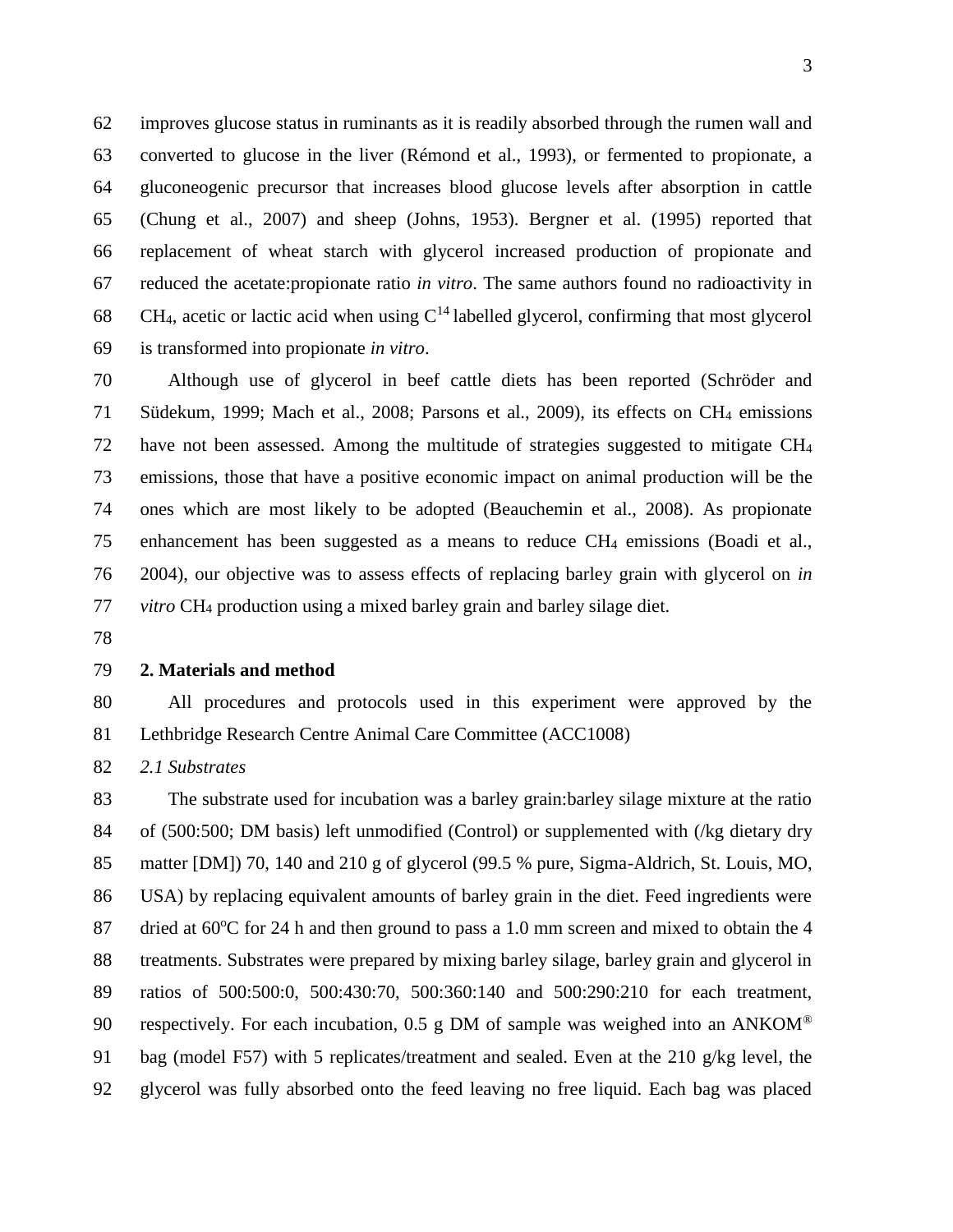improves glucose status in ruminants as it is readily absorbed through the rumen wall and converted to glucose in the liver (Rémond et al., 1993), or fermented to propionate, a gluconeogenic precursor that increases blood glucose levels after absorption in cattle (Chung et al., 2007) and sheep (Johns, 1953). Bergner et al. (1995) reported that replacement of wheat starch with glycerol increased production of propionate and reduced the acetate:propionate ratio *in vitro*. The same authors found no radioactivity in $CH_4$, acetic or lactic acid when using $C^{14}$ labelled glycerol, confirming that most glycerol is transformed into propionate *in vitro*.

Although use of glycerol in beef cattle diets has been reported (Schröder and Südekum, 1999; Mach et al., 2008; Parsons et al., 2009), its effects on $CH_4$ emissions have not been assessed. Among the multitude of strategies suggested to mitigate $CH_4$ emissions, those that have a positive economic impact on animal production will be the ones which are most likely to be adopted (Beauchemin et al., 2008). As propionate enhancement has been suggested as a means to reduce $CH_4$ emissions (Boadi et al., 2004), our objective was to assess effects of replacing barley grain with glycerol on *in vitro* $CH_4$ production using a mixed barley grain and barley silage diet.

## 2. Materials and method

All procedures and protocols used in this experiment were approved by the Lethbridge Research Centre Animal Care Committee (ACC1008)

### *2.1 Substrates*

The substrate used for incubation was a barley grain:barley silage mixture at the ratio of (500:500; DM basis) left unmodified (Control) or supplemented with (/kg dietary dry matter [DM]) 70, 140 and 210 g of glycerol (99.5 % pure, Sigma-Aldrich, St. Louis, MO, USA) by replacing equivalent amounts of barley grain in the diet. Feed ingredients were dried at 60°C for 24 h and then ground to pass a 1.0 mm screen and mixed to obtain the 4 treatments. Substrates were prepared by mixing barley silage, barley grain and glycerol in ratios of 500:500:0, 500:430:70, 500:360:140 and 500:290:210 for each treatment, respectively. For each incubation, 0.5 g DM of sample was weighed into an ANKOM® bag (model F57) with 5 replicates/treatment and sealed. Even at the 210 g/kg level, the glycerol was fully absorbed onto the feed leaving no free liquid. Each bag was placed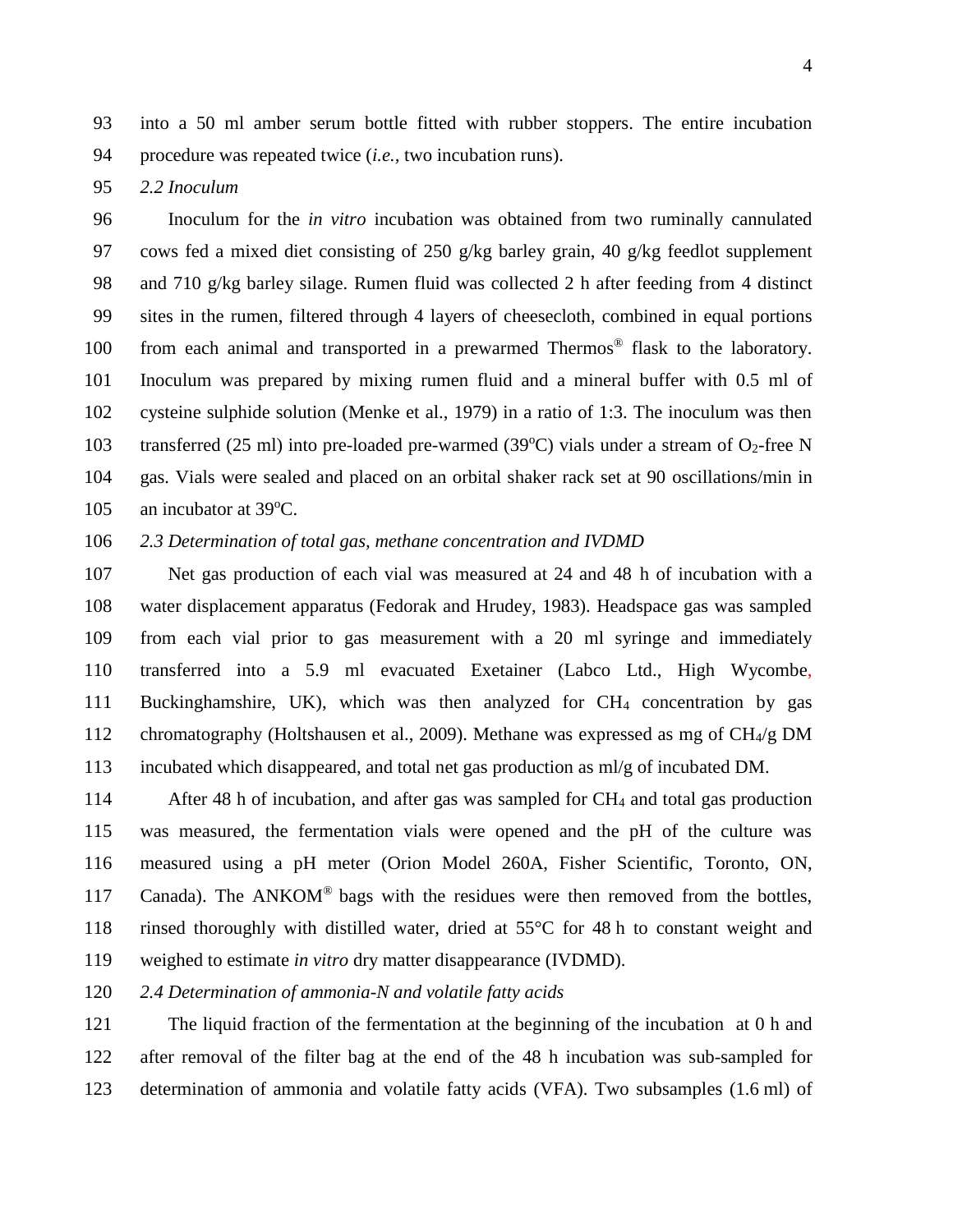into a 50 ml amber serum bottle fitted with rubber stoppers. The entire incubation procedure was repeated twice (*i.e.*, two incubation runs).

*2.2 Inoculum*

Inoculum for the *in vitro* incubation was obtained from two ruminally cannulated cows fed a mixed diet consisting of 250 g/kg barley grain, 40 g/kg feedlot supplement and 710 g/kg barley silage. Rumen fluid was collected 2 h after feeding from 4 distinct sites in the rumen, filtered through 4 layers of cheesecloth, combined in equal portions from each animal and transported in a prewarmed Thermos® flask to the laboratory. Inoculum was prepared by mixing rumen fluid and a mineral buffer with 0.5 ml of cysteine sulphide solution (Menke et al., 1979) in a ratio of 1:3. The inoculum was then transferred (25 ml) into pre-loaded pre-warmed (39°C) vials under a stream of $O_2$-free N gas. Vials were sealed and placed on an orbital shaker rack set at 90 oscillations/min in an incubator at 39°C.

*2.3 Determination of total gas, methane concentration and IVDMD*

Net gas production of each vial was measured at 24 and 48 h of incubation with a water displacement apparatus (Fedorak and Hrudey, 1983). Headspace gas was sampled from each vial prior to gas measurement with a 20 ml syringe and immediately transferred into a 5.9 ml evacuated Exetainer (Labco Ltd., High Wycombe, Buckinghamshire, UK), which was then analyzed for $CH_4$ concentration by gas chromatography (Holtshausen et al., 2009). Methane was expressed as mg of $CH_4$/g DM incubated which disappeared, and total net gas production as ml/g of incubated DM.

After 48 h of incubation, and after gas was sampled for $CH_4$ and total gas production was measured, the fermentation vials were opened and the pH of the culture was measured using a pH meter (Orion Model 260A, Fisher Scientific, Toronto, ON, Canada). The ANKOM® bags with the residues were then removed from the bottles, rinsed thoroughly with distilled water, dried at 55°C for 48 h to constant weight and weighed to estimate *in vitro* dry matter disappearance (IVDMD).

*2.4 Determination of ammonia-N and volatile fatty acids*

The liquid fraction of the fermentation at the beginning of the incubation at 0 h and after removal of the filter bag at the end of the 48 h incubation was sub-sampled for determination of ammonia and volatile fatty acids (VFA). Two subsamples (1.6 ml) of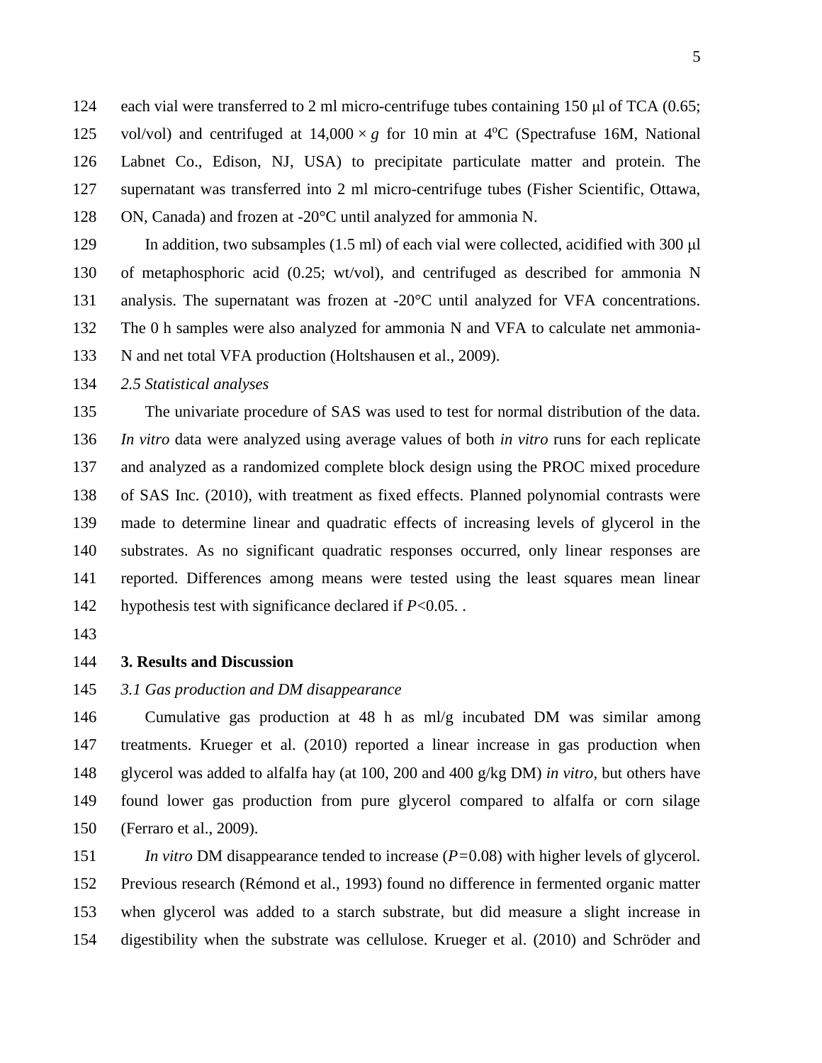each vial were transferred to 2 ml micro-centrifuge tubes containing 150 μl of TCA (0.65; vol/vol) and centrifuged at 14,000 × *g* for 10 min at 4°C (Spectrafuse 16M, National Labnet Co., Edison, NJ, USA) to precipitate particulate matter and protein. The supernatant was transferred into 2 ml micro-centrifuge tubes (Fisher Scientific, Ottawa, ON, Canada) and frozen at -20°C until analyzed for ammonia N.

In addition, two subsamples (1.5 ml) of each vial were collected, acidified with 300 μl of metaphosphoric acid (0.25; wt/vol), and centrifuged as described for ammonia N analysis. The supernatant was frozen at -20°C until analyzed for VFA concentrations. The 0 h samples were also analyzed for ammonia N and VFA to calculate net ammonia-N and net total VFA production (Holtshausen et al., 2009).

*2.5 Statistical analyses*

The univariate procedure of SAS was used to test for normal distribution of the data. *In vitro* data were analyzed using average values of both *in vitro* runs for each replicate and analyzed as a randomized complete block design using the PROC mixed procedure of SAS Inc. (2010), with treatment as fixed effects. Planned polynomial contrasts were made to determine linear and quadratic effects of increasing levels of glycerol in the substrates. As no significant quadratic responses occurred, only linear responses are reported. Differences among means were tested using the least squares mean linear hypothesis test with significance declared if $P<0.05$. .

## 3. Results and Discussion

*3.1 Gas production and DM disappearance*

Cumulative gas production at 48 h as ml/g incubated DM was similar among treatments. Krueger et al. (2010) reported a linear increase in gas production when glycerol was added to alfalfa hay (at 100, 200 and 400 g/kg DM) *in vitro*, but others have found lower gas production from pure glycerol compared to alfalfa or corn silage (Ferraro et al., 2009).

*In vitro* DM disappearance tended to increase ($P=0.08$) with higher levels of glycerol. Previous research (Rémond et al., 1993) found no difference in fermented organic matter when glycerol was added to a starch substrate, but did measure a slight increase in digestibility when the substrate was cellulose. Krueger et al. (2010) and Schröder and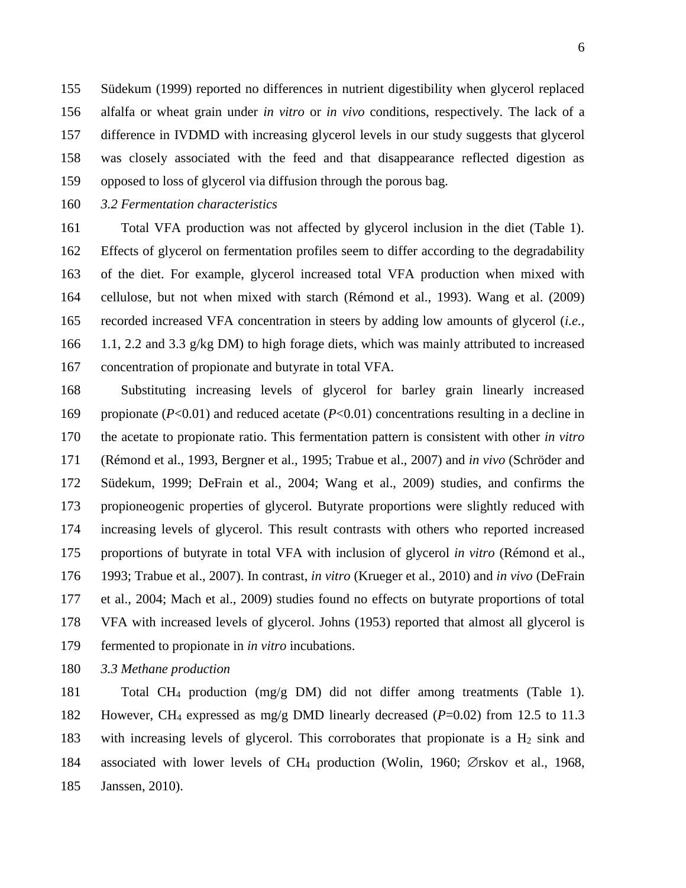Südekum (1999) reported no differences in nutrient digestibility when glycerol replaced alfalfa or wheat grain under *in vitro* or *in vivo* conditions, respectively. The lack of a difference in IVDMD with increasing glycerol levels in our study suggests that glycerol was closely associated with the feed and that disappearance reflected digestion as opposed to loss of glycerol via diffusion through the porous bag.

### *3.2 Fermentation characteristics*

Total VFA production was not affected by glycerol inclusion in the diet (Table 1). Effects of glycerol on fermentation profiles seem to differ according to the degradability of the diet. For example, glycerol increased total VFA production when mixed with cellulose, but not when mixed with starch (Rémond et al., 1993). Wang et al. (2009) recorded increased VFA concentration in steers by adding low amounts of glycerol (*i.e.*, 1.1, 2.2 and 3.3 g/kg DM) to high forage diets, which was mainly attributed to increased concentration of propionate and butyrate in total VFA.

Substituting increasing levels of glycerol for barley grain linearly increased propionate ($P<0.01$) and reduced acetate ($P<0.01$) concentrations resulting in a decline in the acetate to propionate ratio. This fermentation pattern is consistent with other *in vitro* (Rémond et al., 1993, Bergner et al., 1995; Trabue et al., 2007) and *in vivo* (Schröder and Südekum, 1999; DeFrain et al., 2004; Wang et al., 2009) studies, and confirms the propioneogenic properties of glycerol. Butyrate proportions were slightly reduced with increasing levels of glycerol. This result contrasts with others who reported increased proportions of butyrate in total VFA with inclusion of glycerol *in vitro* (Rémond et al., 1993; Trabue et al., 2007). In contrast, *in vitro* (Krueger et al., 2010) and *in vivo* (DeFrain et al., 2004; Mach et al., 2009) studies found no effects on butyrate proportions of total VFA with increased levels of glycerol. Johns (1953) reported that almost all glycerol is fermented to propionate in *in vitro* incubations.

### *3.3 Methane production*

Total $CH_4$ production (mg/g DM) did not differ among treatments (Table 1). However, $CH_4$ expressed as mg/g DMD linearly decreased ($P$=0.02) from 12.5 to 11.3 with increasing levels of glycerol. This corroborates that propionate is a $H_2$ sink and associated with lower levels of $CH_4$ production (Wolin, 1960; ∅rskov et al., 1968, Janssen, 2010).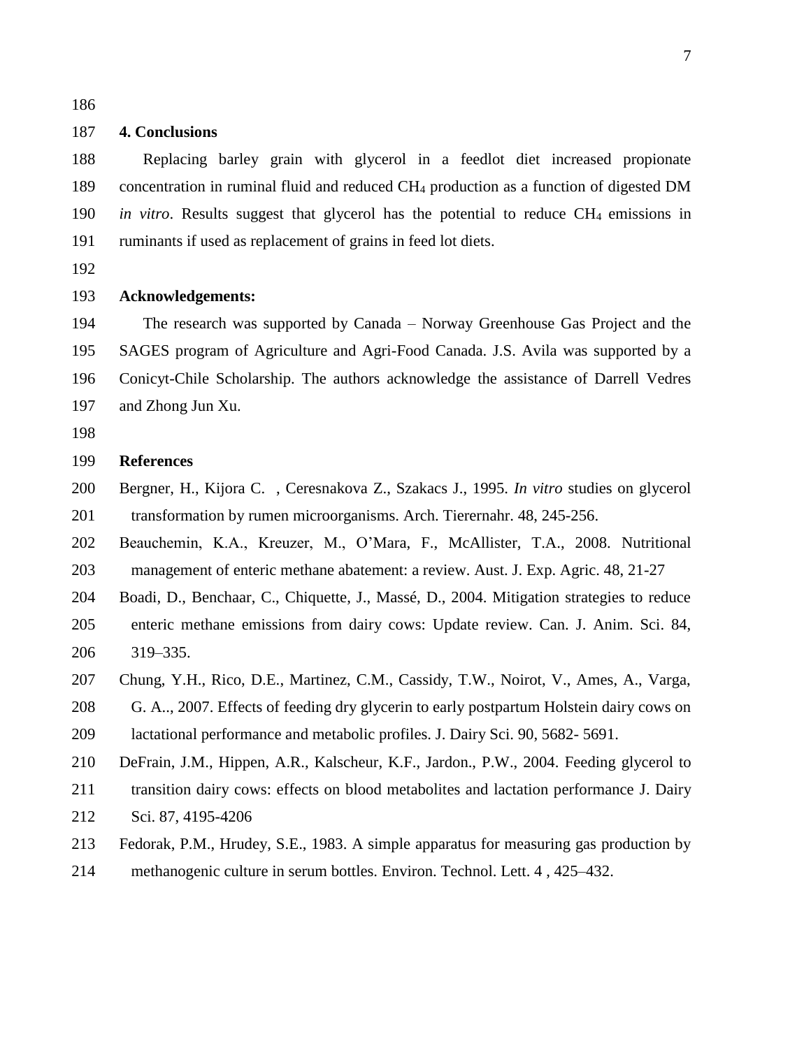## 4. Conclusions

Replacing barley grain with glycerol in a feedlot diet increased propionate concentration in ruminal fluid and reduced $CH_4$ production as a function of digested DM *in vitro*. Results suggest that glycerol has the potential to reduce $CH_4$ emissions in ruminants if used as replacement of grains in feed lot diets.

## Acknowledgements:

The research was supported by Canada – Norway Greenhouse Gas Project and the SAGES program of Agriculture and Agri-Food Canada. J.S. Avila was supported by a Conicyt-Chile Scholarship. The authors acknowledge the assistance of Darrell Vedres and Zhong Jun Xu.

## References

Bergner, H., Kijora C. , Ceresnakova Z., Szakacs J., 1995. *In vitro* studies on glycerol transformation by rumen microorganisms. Arch. Tierernahr. 48, 245-256.

Beauchemin, K.A., Kreuzer, M., O'Mara, F., McAllister, T.A., 2008. Nutritional management of enteric methane abatement: a review. Aust. J. Exp. Agric. 48, 21-27

Boadi, D., Benchaar, C., Chiquette, J., Massé, D., 2004. Mitigation strategies to reduce enteric methane emissions from dairy cows: Update review. Can. J. Anim. Sci. 84, 319–335.

Chung, Y.H., Rico, D.E., Martinez, C.M., Cassidy, T.W., Noirot, V., Ames, A., Varga, G. A.., 2007. Effects of feeding dry glycerin to early postpartum Holstein dairy cows on lactational performance and metabolic profiles. J. Dairy Sci. 90, 5682- 5691.

DeFrain, J.M., Hippen, A.R., Kalscheur, K.F., Jardon., P.W., 2004. Feeding glycerol to transition dairy cows: effects on blood metabolites and lactation performance J. Dairy Sci. 87, 4195-4206

Fedorak, P.M., Hrudey, S.E., 1983. A simple apparatus for measuring gas production by methanogenic culture in serum bottles. Environ. Technol. Lett. 4 , 425–432.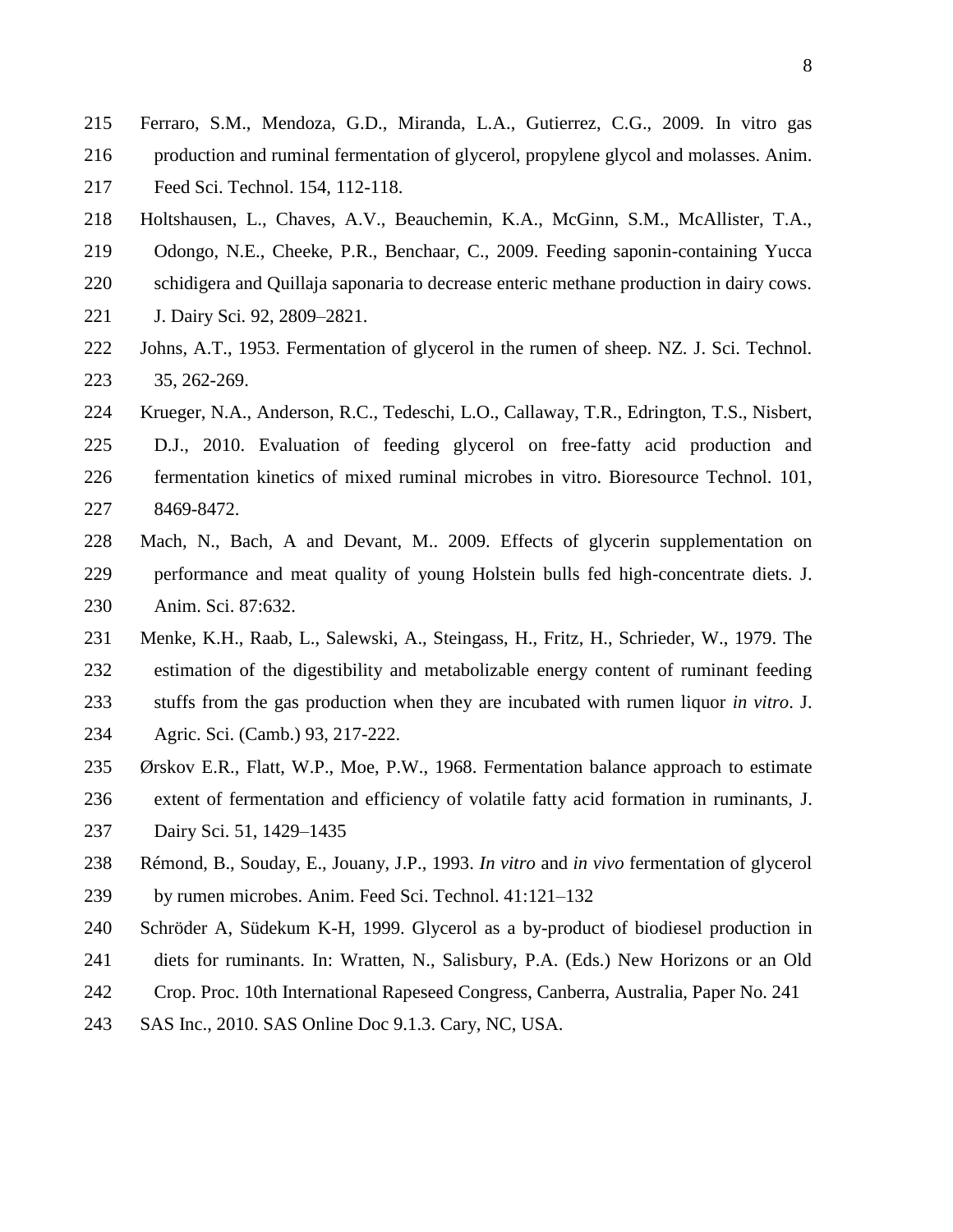Ferraro, S.M., Mendoza, G.D., Miranda, L.A., Gutierrez, C.G., 2009. In vitro gas production and ruminal fermentation of glycerol, propylene glycol and molasses. Anim. Feed Sci. Technol. 154, 112-118.

Holtshausen, L., Chaves, A.V., Beauchemin, K.A., McGinn, S.M., McAllister, T.A., Odongo, N.E., Cheeke, P.R., Benchaar, C., 2009. Feeding saponin-containing Yucca schidigera and Quillaja saponaria to decrease enteric methane production in dairy cows. J. Dairy Sci. 92, 2809–2821.

Johns, A.T., 1953. Fermentation of glycerol in the rumen of sheep. NZ. J. Sci. Technol. 35, 262-269.

Krueger, N.A., Anderson, R.C., Tedeschi, L.O., Callaway, T.R., Edrington, T.S., Nisbert, D.J., 2010. Evaluation of feeding glycerol on free-fatty acid production and fermentation kinetics of mixed ruminal microbes in vitro. Bioresource Technol. 101, 8469-8472.

Mach, N., Bach, A and Devant, M.. 2009. Effects of glycerin supplementation on performance and meat quality of young Holstein bulls fed high-concentrate diets. J. Anim. Sci. 87:632.

Menke, K.H., Raab, L., Salewski, A., Steingass, H., Fritz, H., Schrieder, W., 1979. The estimation of the digestibility and metabolizable energy content of ruminant feeding stuffs from the gas production when they are incubated with rumen liquor *in vitro*. J. Agric. Sci. (Camb.) 93, 217-222.

Ørskov E.R., Flatt, W.P., Moe, P.W., 1968. Fermentation balance approach to estimate extent of fermentation and efficiency of volatile fatty acid formation in ruminants, J. Dairy Sci. 51, 1429–1435

Rémond, B., Souday, E., Jouany, J.P., 1993. *In vitro* and *in vivo* fermentation of glycerol by rumen microbes. Anim. Feed Sci. Technol. 41:121–132

Schröder A, Südekum K-H, 1999. Glycerol as a by-product of biodiesel production in diets for ruminants. In: Wratten, N., Salisbury, P.A. (Eds.) New Horizons or an Old Crop. Proc. 10th International Rapeseed Congress, Canberra, Australia, Paper No. 241

SAS Inc., 2010. SAS Online Doc 9.1.3. Cary, NC, USA.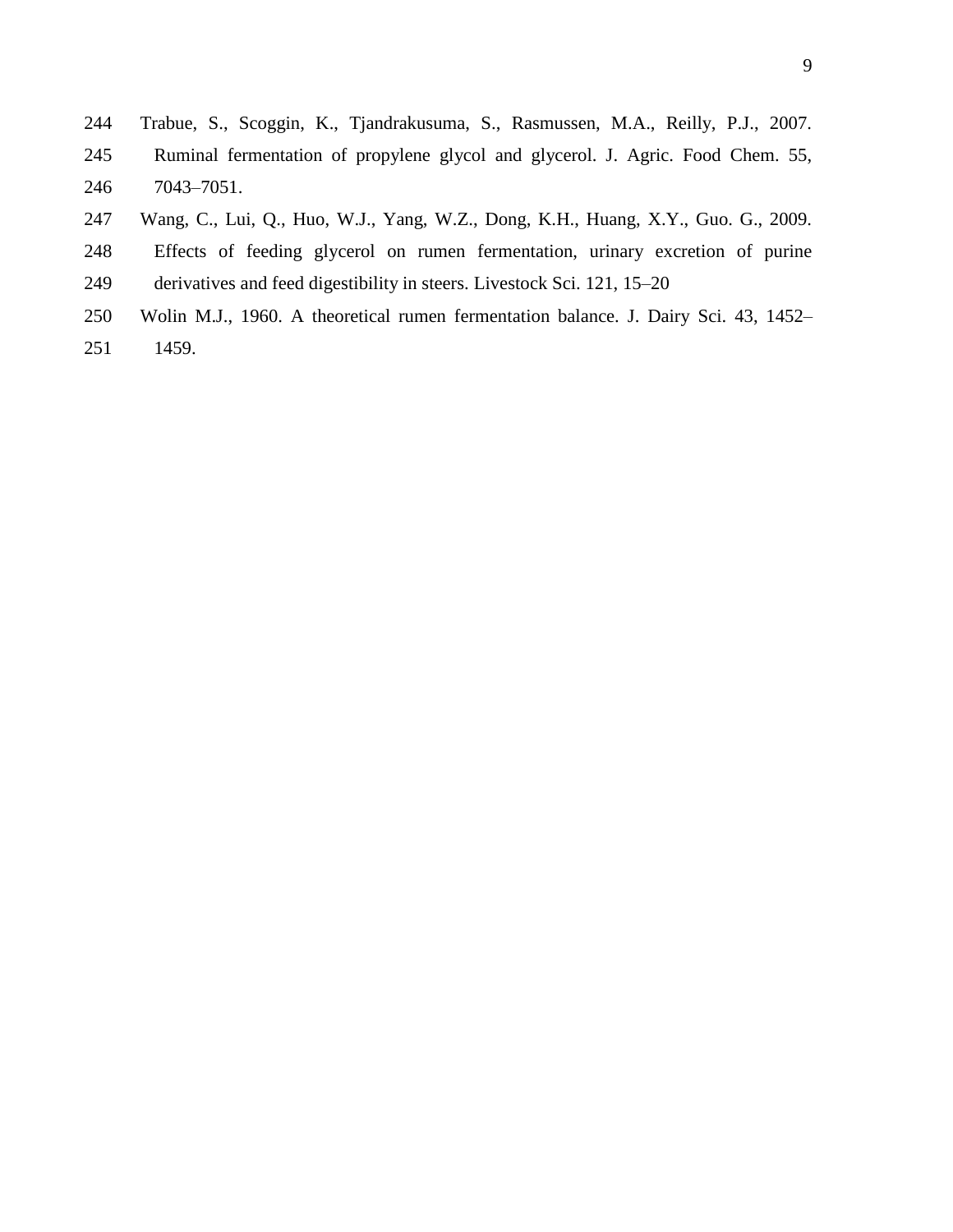244 Trabue, S., Scoggin, K., Tjandrakusuma, S., Rasmussen, M.A., Reilly, P.J., 2007.
245 Ruminal fermentation of propylene glycol and glycerol. J. Agric. Food Chem. 55,
246 7043–7051.

247 Wang, C., Lui, Q., Huo, W.J., Yang, W.Z., Dong, K.H., Huang, X.Y., Guo. G., 2009.
248 Effects of feeding glycerol on rumen fermentation, urinary excretion of purine
249 derivatives and feed digestibility in steers. Livestock Sci. 121, 15–20

250 Wolin M.J., 1960. A theoretical rumen fermentation balance. J. Dairy Sci. 43, 1452–
251 1459.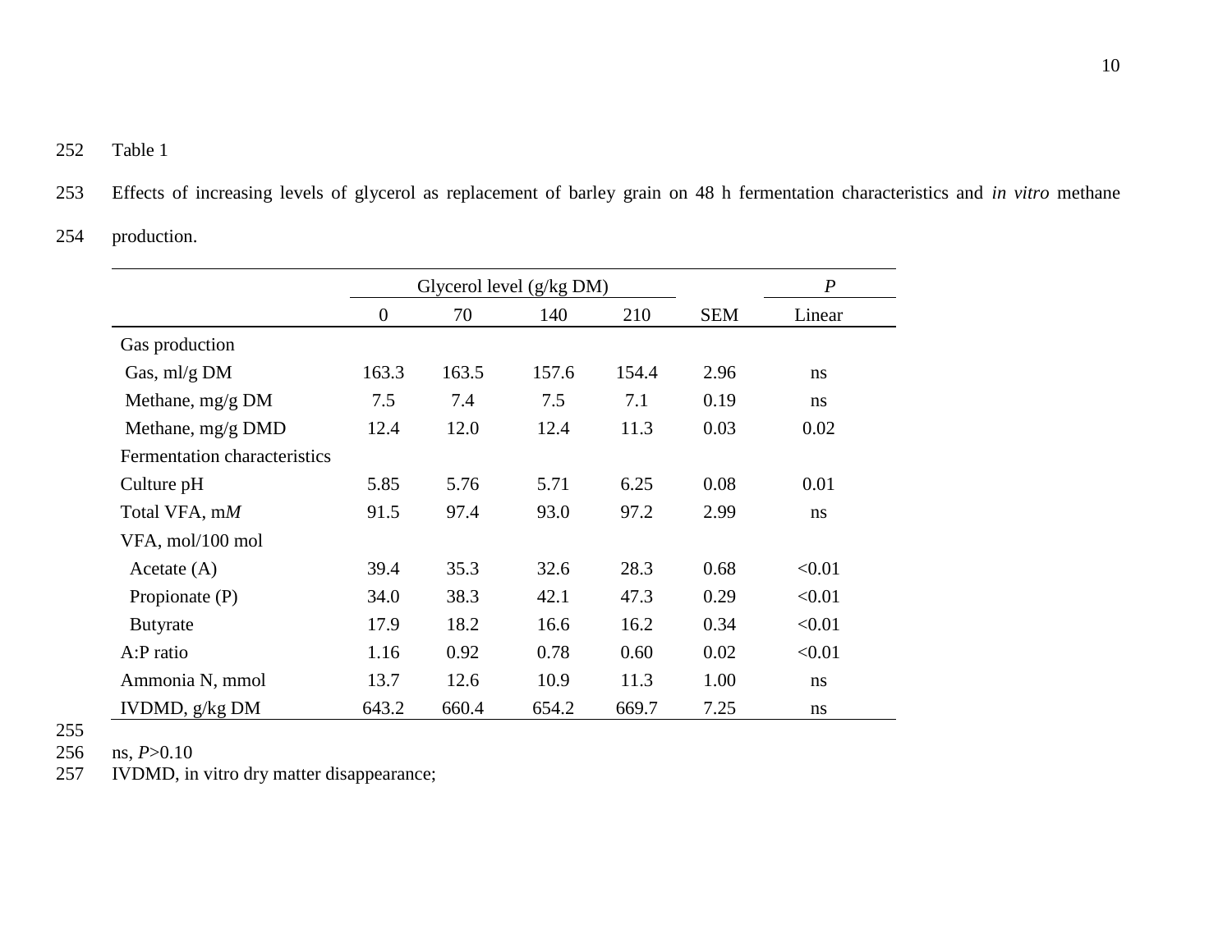Table 1

Effects of increasing levels of glycerol as replacement of barley grain on 48 h fermentation characteristics and *in vitro* methane production.

| | Glycerol level (g/kg DM) | | | | | *P* |
|---|---|---|---|---|---|---|
| | 0 | 70 | 140 | 210 | SEM | Linear |
| Gas production | | | | | | |
| Gas, ml/g DM | 163.3 | 163.5 | 157.6 | 154.4 | 2.96 | ns |
| Methane, mg/g DM | 7.5 | 7.4 | 7.5 | 7.1 | 0.19 | ns |
| Methane, mg/g DMD | 12.4 | 12.0 | 12.4 | 11.3 | 0.03 | 0.02 |
| Fermentation characteristics | | | | | | |
| Culture pH | 5.85 | 5.76 | 5.71 | 6.25 | 0.08 | 0.01 |
| Total VFA, m*M* | 91.5 | 97.4 | 93.0 | 97.2 | 2.99 | ns |
| VFA, mol/100 mol | | | | | | |
| Acetate (A) | 39.4 | 35.3 | 32.6 | 28.3 | 0.68 | <0.01 |
| Propionate (P) | 34.0 | 38.3 | 42.1 | 47.3 | 0.29 | <0.01 |
| Butyrate | 17.9 | 18.2 | 16.6 | 16.2 | 0.34 | <0.01 |
| A:P ratio | 1.16 | 0.92 | 0.78 | 0.60 | 0.02 | <0.01 |
| Ammonia N, mmol | 13.7 | 12.6 | 10.9 | 11.3 | 1.00 | ns |
| IVDMD, g/kg DM | 643.2 | 660.4 | 654.2 | 669.7 | 7.25 | ns |

ns, $P>0.10$

IVDMD, in vitro dry matter disappearance;